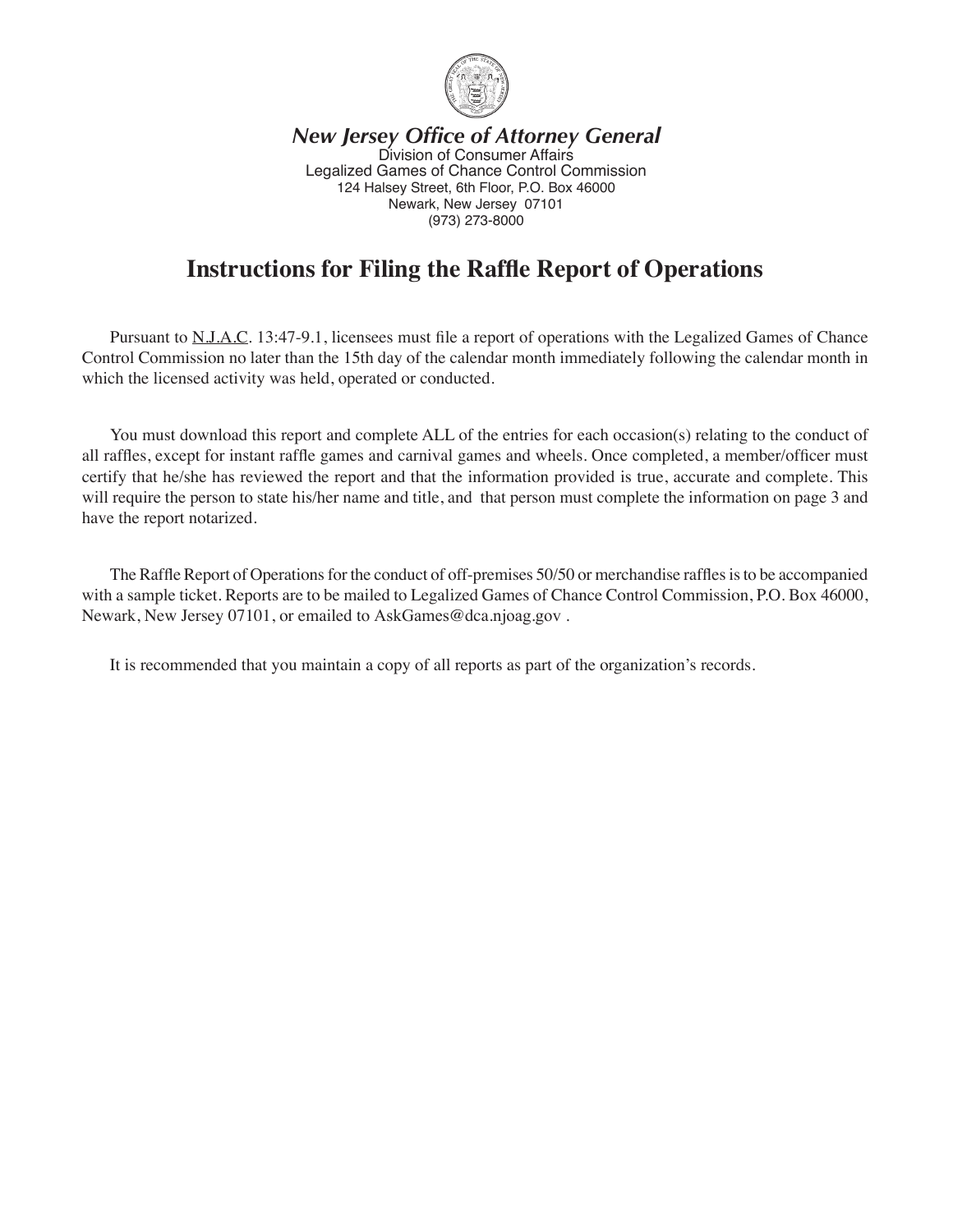***New Jersey Office of Attorney General***

Division of Consumer Affairs
Legalized Games of Chance Control Commission
124 Halsey Street, 6th Floor, P.O. Box 46000
Newark, New Jersey 07101
(973) 273-8000

# Instructions for Filing the Raffle Report of Operations

Pursuant to N.J.A.C. 13:47-9.1, licensees must file a report of operations with the Legalized Games of Chance Control Commission no later than the 15th day of the calendar month immediately following the calendar month in which the licensed activity was held, operated or conducted.

You must download this report and complete ALL of the entries for each occasion(s) relating to the conduct of all raffles, except for instant raffle games and carnival games and wheels. Once completed, a member/officer must certify that he/she has reviewed the report and that the information provided is true, accurate and complete. This will require the person to state his/her name and title, and that person must complete the information on page 3 and have the report notarized.

The Raffle Report of Operations for the conduct of off-premises 50/50 or merchandise raffles is to be accompanied with a sample ticket. Reports are to be mailed to Legalized Games of Chance Control Commission, P.O. Box 46000, Newark, New Jersey 07101, or emailed to AskGames@dca.njoag.gov .

It is recommended that you maintain a copy of all reports as part of the organization's records.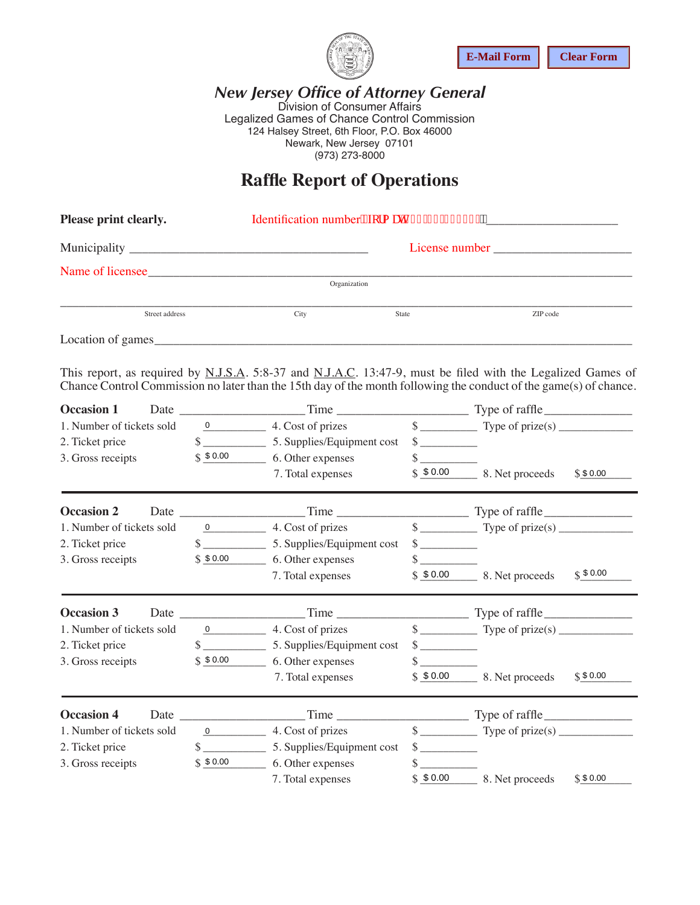# New Jersey Office of Attorney General

Division of Consumer Affairs
Legalized Games of Chance Control Commission
124 Halsey Street, 6th Floor, P.O. Box 46000
Newark, New Jersey 07101
(973) 273-8000

## Raffle Report of Operations

**Please print clearly.** Identification number ____________________

Municipality ______________________ License number ______________________

Name of licensee ______________________________________________
Organization

______________________________________________
Street address City State ZIP code

Location of games ______________________________________________

This report, as required by N.J.S.A. 5:8-37 and N.J.A.C. 13:47-9, must be filed with the Legalized Games of Chance Control Commission no later than the 15th day of the month following the conduct of the game(s) of chance.

**Occasion 1** Date __________ Time __________ Type of raffle __________

| | | | | | |
|---|---|---|---|---|---|
| 1. Number of tickets sold | 0 | 4. Cost of prizes | $ | Type of prize(s) | |
| 2. Ticket price | $ | 5. Supplies/Equipment cost | $ | | |
| 3. Gross receipts | $ $ 0.00 | 6. Other expenses | $ | | |
| | | 7. Total expenses | $ $ 0.00 | 8. Net proceeds | $ $ 0.00 |

**Occasion 2** Date __________ Time __________ Type of raffle __________

| | | | | | |
|---|---|---|---|---|---|
| 1. Number of tickets sold | 0 | 4. Cost of prizes | $ | Type of prize(s) | |
| 2. Ticket price | $ | 5. Supplies/Equipment cost | $ | | |
| 3. Gross receipts | $ $ 0.00 | 6. Other expenses | $ | | |
| | | 7. Total expenses | $ $ 0.00 | 8. Net proceeds | $ $ 0.00 |

**Occasion 3** Date __________ Time __________ Type of raffle __________

| | | | | | |
|---|---|---|---|---|---|
| 1. Number of tickets sold | 0 | 4. Cost of prizes | $ | Type of prize(s) | |
| 2. Ticket price | $ | 5. Supplies/Equipment cost | $ | | |
| 3. Gross receipts | $ $ 0.00 | 6. Other expenses | $ | | |
| | | 7. Total expenses | $ $ 0.00 | 8. Net proceeds | $ $ 0.00 |

**Occasion 4** Date __________ Time __________ Type of raffle __________

| | | | | | |
|---|---|---|---|---|---|
| 1. Number of tickets sold | 0 | 4. Cost of prizes | $ | Type of prize(s) | |
| 2. Ticket price | $ | 5. Supplies/Equipment cost | $ | | |
| 3. Gross receipts | $ $ 0.00 | 6. Other expenses | $ | | |
| | | 7. Total expenses | $ $ 0.00 | 8. Net proceeds | $ $ 0.00 |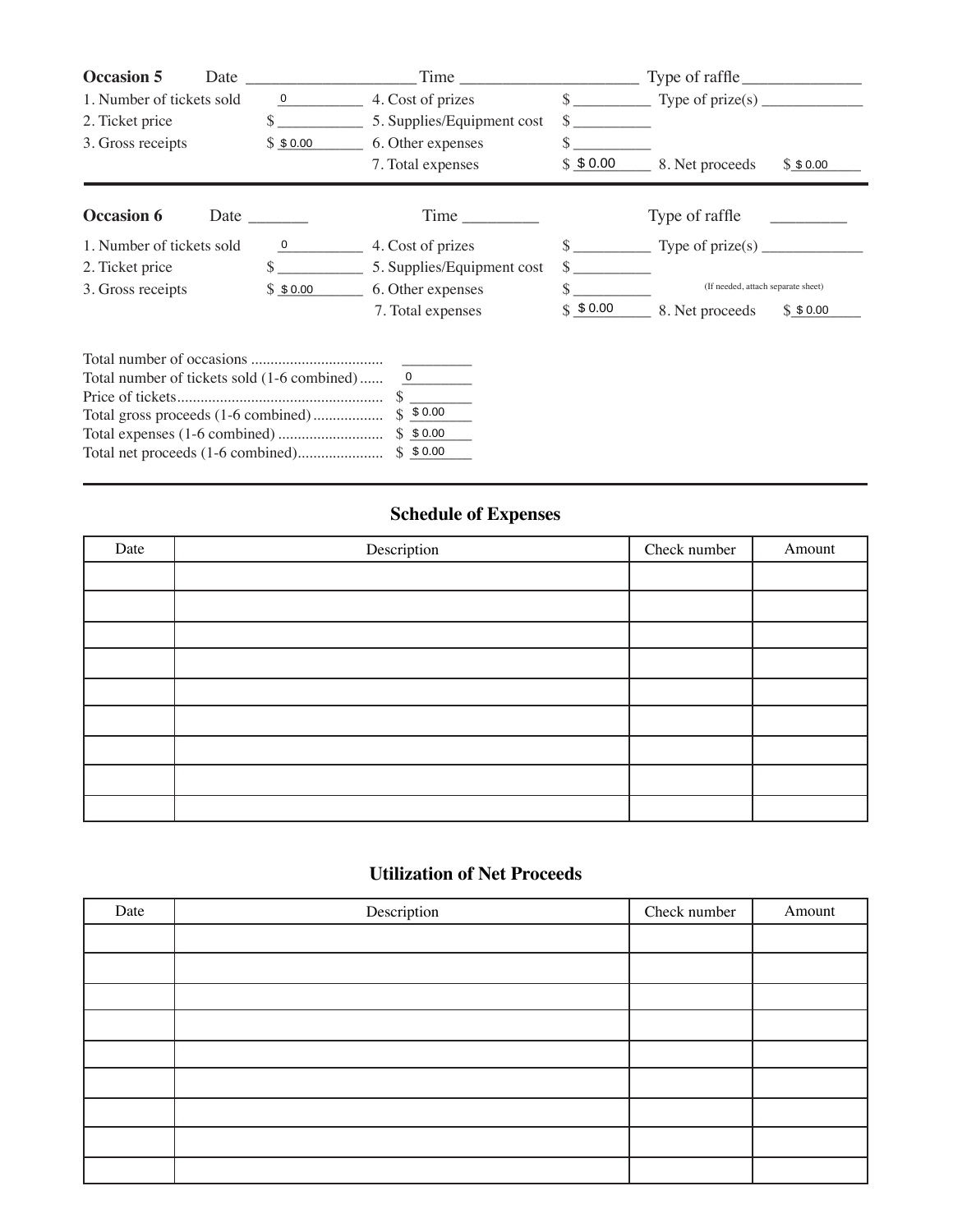**Occasion 5** Date ____________________ Time ____________________ Type of raffle ______________

1. Number of tickets sold 0__________
2. Ticket price $ __________
3. Gross receipts $ $ 0.00
4. Cost of prizes $ __________ Type of prize(s) ____________
5. Supplies/Equipment cost $ __________
6. Other expenses $ __________
7. Total expenses $ $ 0.00
8. Net proceeds $ $ 0.00

---

**Occasion 6** Date _______ Time _________ Type of raffle _________

1. Number of tickets sold 0__________
2. Ticket price $ __________
3. Gross receipts $ $ 0.00
4. Cost of prizes $ __________ Type of prize(s) ____________
5. Supplies/Equipment cost $ __________
6. Other expenses $ __________ (If needed, attach separate sheet)
7. Total expenses $ $ 0.00
8. Net proceeds $ $ 0.00

Total number of occasions ................................. _________
Total number of tickets sold (1-6 combined)...... 0
Price of tickets.................................................... $ ________
Total gross proceeds (1-6 combined)................. $ $ 0.00
Total expenses (1-6 combined) .......................... $ $ 0.00
Total net proceeds (1-6 combined)..................... $ $ 0.00

---

## Schedule of Expenses

| Date | Description | Check number | Amount |
|---|---|---|---|
| | | | |
| | | | |
| | | | |
| | | | |
| | | | |
| | | | |
| | | | |
| | | | |
| | | | |

## Utilization of Net Proceeds

| Date | Description | Check number | Amount |
|---|---|---|---|
| | | | |
| | | | |
| | | | |
| | | | |
| | | | |
| | | | |
| | | | |
| | | | |
| | | | |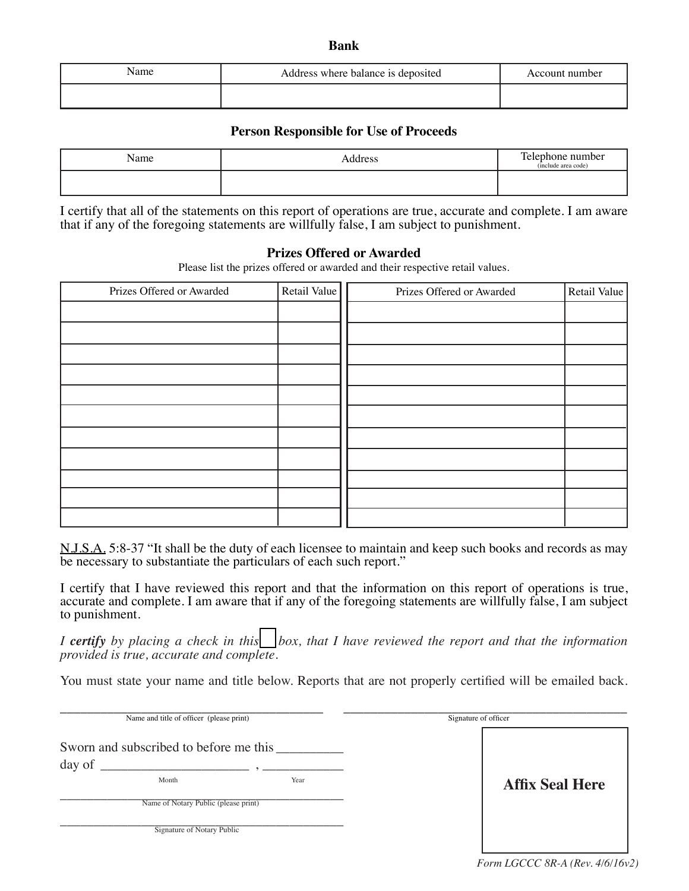## Bank

| Name | Address where balance is deposited | Account number |
|---|---|---|
| | | |

## Person Responsible for Use of Proceeds

| Name | Address | Telephone number (include area code) |
|---|---|---|
| | | |

I certify that all of the statements on this report of operations are true, accurate and complete. I am aware that if any of the foregoing statements are willfully false, I am subject to punishment.

## Prizes Offered or Awarded

Please list the prizes offered or awarded and their respective retail values.

| Prizes Offered or Awarded | Retail Value | Prizes Offered or Awarded | Retail Value |
|---|---|---|---|
| | | | |
| | | | |
| | | | |
| | | | |
| | | | |
| | | | |
| | | | |
| | | | |
| | | | |
| | | | |
| | | | |

N.J.S.A. 5:8-37 "It shall be the duty of each licensee to maintain and keep such books and records as may be necessary to substantiate the particulars of each such report."

I certify that I have reviewed this report and that the information on this report of operations is true, accurate and complete. I am aware that if any of the foregoing statements are willfully false, I am subject to punishment.

*I **certify** by placing a check in this ☐ box, that I have reviewed the report and that the information provided is true, accurate and complete.*

You must state your name and title below. Reports that are not properly certified will be emailed back.

_______________________________________
Name and title of officer (please print)

_______________________________________
Signature of officer

Sworn and subscribed to before me this _________

day of ______________________ , ___________
Month Year

_______________________________________
Name of Notary Public (please print)

_______________________________________
Signature of Notary Public

**Affix Seal Here**

*Form LGCCC 8R-A (Rev. 4/6/16v2)*